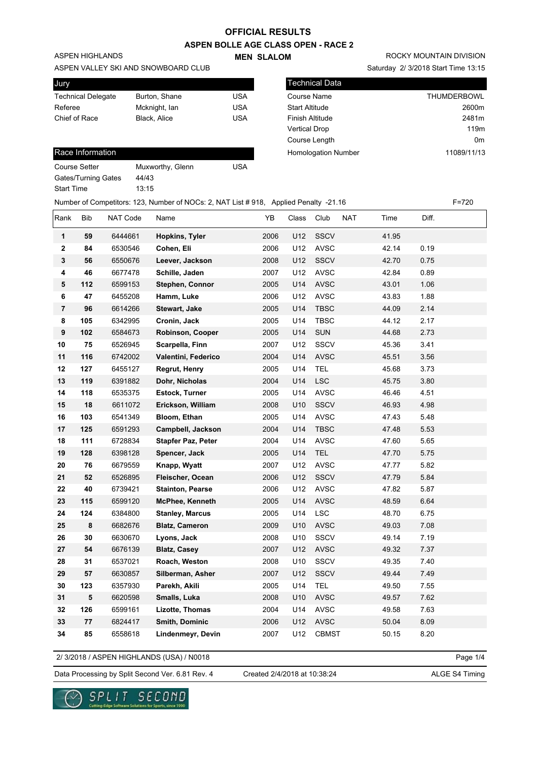# OFFICIAL RESULTS

## ASPEN BOLLE AGE CLASS OPEN - RACE 2

### MEN SLALOM

ASPEN HIGHLANDS
ASPEN VALLEY SKI AND SNOWBOARD CLUB

ROCKY MOUNTAIN DIVISION
Saturday 2/ 3/2018 Start Time 13:15

**Jury**

| | | |
|---|---|---|
| Technical Delegate | Burton, Shane | USA |
| Referee | Mcknight, Ian | USA |
| Chief of Race | Black, Alice | USA |

**Technical Data**

| | |
|---|---|
| Course Name | THUMDERBOWL |
| Start Altitude | 2600m |
| Finish Altitude | 2481m |
| Vertical Drop | 119m |
| Course Length | 0m |
| Homologation Number | 11089/11/13 |

**Race Information**

| | | |
|---|---|---|
| Course Setter | Muxworthy, Glenn | USA |
| Gates/Turning Gates | 44/43 | |
| Start Time | 13:15 | |

Number of Competitors: 123, Number of NOCs: 2, NAT List # 918, Applied Penalty -21.16 F=720

| Rank | Bib | NAT Code | Name | YB | Class | Club | NAT | Time | Diff. |
|---|---|---|---|---|---|---|---|---|---|
| 1 | 59 | 6444661 | Hopkins, Tyler | 2006 | U12 | SSCV | | 41.95 | |
| 2 | 84 | 6530546 | Cohen, Eli | 2006 | U12 | AVSC | | 42.14 | 0.19 |
| 3 | 56 | 6550676 | Leever, Jackson | 2008 | U12 | SSCV | | 42.70 | 0.75 |
| 4 | 46 | 6677478 | Schille, Jaden | 2007 | U12 | AVSC | | 42.84 | 0.89 |
| 5 | 112 | 6599153 | Stephen, Connor | 2005 | U14 | AVSC | | 43.01 | 1.06 |
| 6 | 47 | 6455208 | Hamm, Luke | 2006 | U12 | AVSC | | 43.83 | 1.88 |
| 7 | 96 | 6614266 | Stewart, Jake | 2005 | U14 | TBSC | | 44.09 | 2.14 |
| 8 | 105 | 6342995 | Cronin, Jack | 2005 | U14 | TBSC | | 44.12 | 2.17 |
| 9 | 102 | 6584673 | Robinson, Cooper | 2005 | U14 | SUN | | 44.68 | 2.73 |
| 10 | 75 | 6526945 | Scarpella, Finn | 2007 | U12 | SSCV | | 45.36 | 3.41 |
| 11 | 116 | 6742002 | Valentini, Federico | 2004 | U14 | AVSC | | 45.51 | 3.56 |
| 12 | 127 | 6455127 | Regrut, Henry | 2005 | U14 | TEL | | 45.68 | 3.73 |
| 13 | 119 | 6391882 | Dohr, Nicholas | 2004 | U14 | LSC | | 45.75 | 3.80 |
| 14 | 118 | 6535375 | Estock, Turner | 2005 | U14 | AVSC | | 46.46 | 4.51 |
| 15 | 18 | 6611072 | Erickson, William | 2008 | U10 | SSCV | | 46.93 | 4.98 |
| 16 | 103 | 6541349 | Bloom, Ethan | 2005 | U14 | AVSC | | 47.43 | 5.48 |
| 17 | 125 | 6591293 | Campbell, Jackson | 2004 | U14 | TBSC | | 47.48 | 5.53 |
| 18 | 111 | 6728834 | Stapfer Paz, Peter | 2004 | U14 | AVSC | | 47.60 | 5.65 |
| 19 | 128 | 6398128 | Spencer, Jack | 2005 | U14 | TEL | | 47.70 | 5.75 |
| 20 | 76 | 6679559 | Knapp, Wyatt | 2007 | U12 | AVSC | | 47.77 | 5.82 |
| 21 | 52 | 6526895 | Fleischer, Ocean | 2006 | U12 | SSCV | | 47.79 | 5.84 |
| 22 | 40 | 6739421 | Stainton, Pearse | 2006 | U12 | AVSC | | 47.82 | 5.87 |
| 23 | 115 | 6599120 | McPhee, Kenneth | 2005 | U14 | AVSC | | 48.59 | 6.64 |
| 24 | 124 | 6384800 | Stanley, Marcus | 2005 | U14 | LSC | | 48.70 | 6.75 |
| 25 | 8 | 6682676 | Blatz, Cameron | 2009 | U10 | AVSC | | 49.03 | 7.08 |
| 26 | 30 | 6630670 | Lyons, Jack | 2008 | U10 | SSCV | | 49.14 | 7.19 |
| 27 | 54 | 6676139 | Blatz, Casey | 2007 | U12 | AVSC | | 49.32 | 7.37 |
| 28 | 31 | 6537021 | Roach, Weston | 2008 | U10 | SSCV | | 49.35 | 7.40 |
| 29 | 57 | 6630857 | Silberman, Asher | 2007 | U12 | SSCV | | 49.44 | 7.49 |
| 30 | 123 | 6357930 | Parekh, Akili | 2005 | U14 | TEL | | 49.50 | 7.55 |
| 31 | 5 | 6620598 | Smalls, Luka | 2008 | U10 | AVSC | | 49.57 | 7.62 |
| 32 | 126 | 6599161 | Lizotte, Thomas | 2004 | U14 | AVSC | | 49.58 | 7.63 |
| 33 | 77 | 6824417 | Smith, Dominic | 2006 | U12 | AVSC | | 50.04 | 8.09 |
| 34 | 85 | 6558618 | Lindenmeyr, Devin | 2007 | U12 | CBMST | | 50.15 | 8.20 |

2/ 3/2018 / ASPEN HIGHLANDS (USA) / N0018

Data Processing by Split Second Ver. 6.81 Rev. 4 Created 2/4/2018 at 10:38:24 ALGE S4 Timing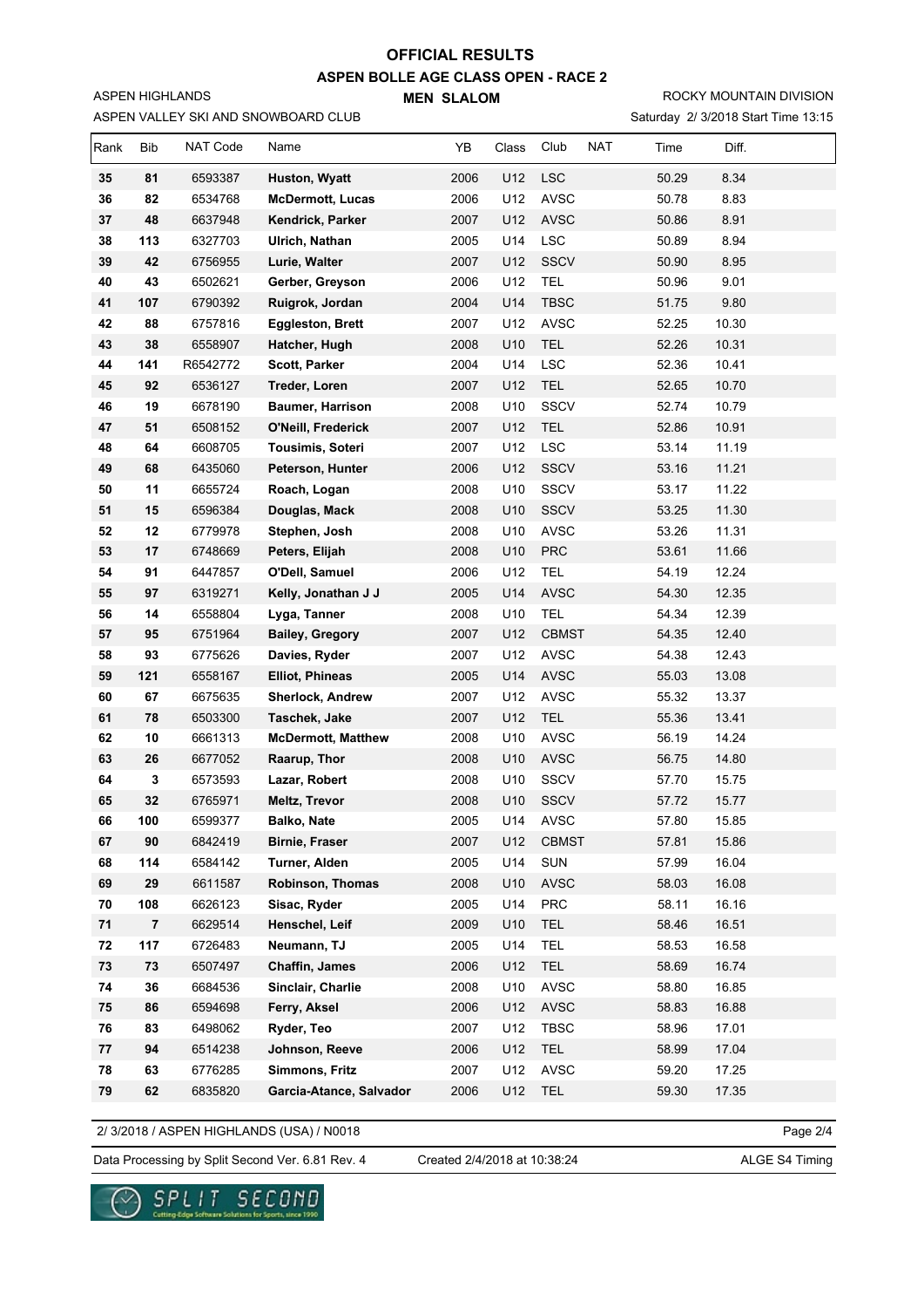# OFFICIAL RESULTS

## ASPEN BOLLE AGE CLASS OPEN - RACE 2

### MEN SLALOM

ASPEN HIGHLANDS

ASPEN VALLEY SKI AND SNOWBOARD CLUB

ROCKY MOUNTAIN DIVISION

Saturday 2/ 3/2018 Start Time 13:15

| Rank | Bib | NAT Code | Name | YB | Class | Club | NAT | Time | Diff. |
|---|---|---|---|---|---|---|---|---|---|
| 35 | 81 | 6593387 | **Huston, Wyatt** | 2006 | U12 | LSC | | 50.29 | 8.34 |
| 36 | 82 | 6534768 | **McDermott, Lucas** | 2006 | U12 | AVSC | | 50.78 | 8.83 |
| 37 | 48 | 6637948 | **Kendrick, Parker** | 2007 | U12 | AVSC | | 50.86 | 8.91 |
| 38 | 113 | 6327703 | **Ulrich, Nathan** | 2005 | U14 | LSC | | 50.89 | 8.94 |
| 39 | 42 | 6756955 | **Lurie, Walter** | 2007 | U12 | SSCV | | 50.90 | 8.95 |
| 40 | 43 | 6502621 | **Gerber, Greyson** | 2006 | U12 | TEL | | 50.96 | 9.01 |
| 41 | 107 | 6790392 | **Ruigrok, Jordan** | 2004 | U14 | TBSC | | 51.75 | 9.80 |
| 42 | 88 | 6757816 | **Eggleston, Brett** | 2007 | U12 | AVSC | | 52.25 | 10.30 |
| 43 | 38 | 6558907 | **Hatcher, Hugh** | 2008 | U10 | TEL | | 52.26 | 10.31 |
| 44 | 141 | R6542772 | **Scott, Parker** | 2004 | U14 | LSC | | 52.36 | 10.41 |
| 45 | 92 | 6536127 | **Treder, Loren** | 2007 | U12 | TEL | | 52.65 | 10.70 |
| 46 | 19 | 6678190 | **Baumer, Harrison** | 2008 | U10 | SSCV | | 52.74 | 10.79 |
| 47 | 51 | 6508152 | **O'Neill, Frederick** | 2007 | U12 | TEL | | 52.86 | 10.91 |
| 48 | 64 | 6608705 | **Tousimis, Soteri** | 2007 | U12 | LSC | | 53.14 | 11.19 |
| 49 | 68 | 6435060 | **Peterson, Hunter** | 2006 | U12 | SSCV | | 53.16 | 11.21 |
| 50 | 11 | 6655724 | **Roach, Logan** | 2008 | U10 | SSCV | | 53.17 | 11.22 |
| 51 | 15 | 6596384 | **Douglas, Mack** | 2008 | U10 | SSCV | | 53.25 | 11.30 |
| 52 | 12 | 6779978 | **Stephen, Josh** | 2008 | U10 | AVSC | | 53.26 | 11.31 |
| 53 | 17 | 6748669 | **Peters, Elijah** | 2008 | U10 | PRC | | 53.61 | 11.66 |
| 54 | 91 | 6447857 | **O'Dell, Samuel** | 2006 | U12 | TEL | | 54.19 | 12.24 |
| 55 | 97 | 6319271 | **Kelly, Jonathan J J** | 2005 | U14 | AVSC | | 54.30 | 12.35 |
| 56 | 14 | 6558804 | **Lyga, Tanner** | 2008 | U10 | TEL | | 54.34 | 12.39 |
| 57 | 95 | 6751964 | **Bailey, Gregory** | 2007 | U12 | CBMST | | 54.35 | 12.40 |
| 58 | 93 | 6775626 | **Davies, Ryder** | 2007 | U12 | AVSC | | 54.38 | 12.43 |
| 59 | 121 | 6558167 | **Elliot, Phineas** | 2005 | U14 | AVSC | | 55.03 | 13.08 |
| 60 | 67 | 6675635 | **Sherlock, Andrew** | 2007 | U12 | AVSC | | 55.32 | 13.37 |
| 61 | 78 | 6503300 | **Taschek, Jake** | 2007 | U12 | TEL | | 55.36 | 13.41 |
| 62 | 10 | 6661313 | **McDermott, Matthew** | 2008 | U10 | AVSC | | 56.19 | 14.24 |
| 63 | 26 | 6677052 | **Raarup, Thor** | 2008 | U10 | AVSC | | 56.75 | 14.80 |
| 64 | 3 | 6573593 | **Lazar, Robert** | 2008 | U10 | SSCV | | 57.70 | 15.75 |
| 65 | 32 | 6765971 | **Meltz, Trevor** | 2008 | U10 | SSCV | | 57.72 | 15.77 |
| 66 | 100 | 6599377 | **Balko, Nate** | 2005 | U14 | AVSC | | 57.80 | 15.85 |
| 67 | 90 | 6842419 | **Birnie, Fraser** | 2007 | U12 | CBMST | | 57.81 | 15.86 |
| 68 | 114 | 6584142 | **Turner, Alden** | 2005 | U14 | SUN | | 57.99 | 16.04 |
| 69 | 29 | 6611587 | **Robinson, Thomas** | 2008 | U10 | AVSC | | 58.03 | 16.08 |
| 70 | 108 | 6626123 | **Sisac, Ryder** | 2005 | U14 | PRC | | 58.11 | 16.16 |
| 71 | 7 | 6629514 | **Henschel, Leif** | 2009 | U10 | TEL | | 58.46 | 16.51 |
| 72 | 117 | 6726483 | **Neumann, TJ** | 2005 | U14 | TEL | | 58.53 | 16.58 |
| 73 | 73 | 6507497 | **Chaffin, James** | 2006 | U12 | TEL | | 58.69 | 16.74 |
| 74 | 36 | 6684536 | **Sinclair, Charlie** | 2008 | U10 | AVSC | | 58.80 | 16.85 |
| 75 | 86 | 6594698 | **Ferry, Aksel** | 2006 | U12 | AVSC | | 58.83 | 16.88 |
| 76 | 83 | 6498062 | **Ryder, Teo** | 2007 | U12 | TBSC | | 58.96 | 17.01 |
| 77 | 94 | 6514238 | **Johnson, Reeve** | 2006 | U12 | TEL | | 58.99 | 17.04 |
| 78 | 63 | 6776285 | **Simmons, Fritz** | 2007 | U12 | AVSC | | 59.20 | 17.25 |
| 79 | 62 | 6835820 | **Garcia-Atance, Salvador** | 2006 | U12 | TEL | | 59.30 | 17.35 |

2/ 3/2018 / ASPEN HIGHLANDS (USA) / N0018

Data Processing by Split Second Ver. 6.81 Rev. 4 — Created 2/4/2018 at 10:38:24 — ALGE S4 Timing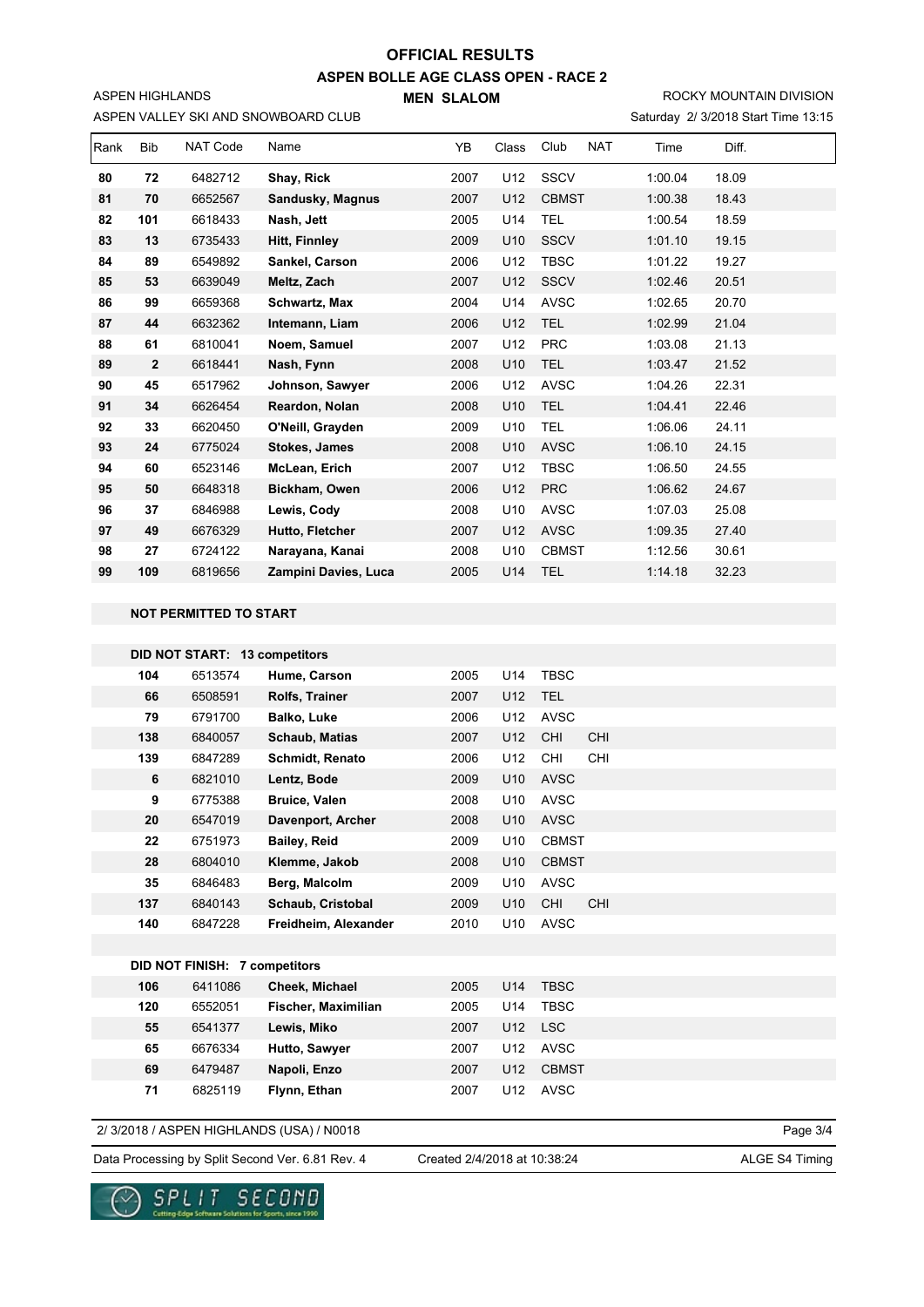# OFFICIAL RESULTS

## ASPEN BOLLE AGE CLASS OPEN - RACE 2

ASPEN HIGHLANDS

**MEN SLALOM**

ROCKY MOUNTAIN DIVISION

ASPEN VALLEY SKI AND SNOWBOARD CLUB

Saturday 2/ 3/2018 Start Time 13:15

| Rank | Bib | NAT Code | Name | YB | Class | Club | NAT | Time | Diff. |
|---|---|---|---|---|---|---|---|---|---|
| 80 | 72 | 6482712 | Shay, Rick | 2007 | U12 | SSCV | | 1:00.04 | 18.09 |
| 81 | 70 | 6652567 | Sandusky, Magnus | 2007 | U12 | CBMST | | 1:00.38 | 18.43 |
| 82 | 101 | 6618433 | Nash, Jett | 2005 | U14 | TEL | | 1:00.54 | 18.59 |
| 83 | 13 | 6735433 | Hitt, Finnley | 2009 | U10 | SSCV | | 1:01.10 | 19.15 |
| 84 | 89 | 6549892 | Sankel, Carson | 2006 | U12 | TBSC | | 1:01.22 | 19.27 |
| 85 | 53 | 6639049 | Meltz, Zach | 2007 | U12 | SSCV | | 1:02.46 | 20.51 |
| 86 | 99 | 6659368 | Schwartz, Max | 2004 | U14 | AVSC | | 1:02.65 | 20.70 |
| 87 | 44 | 6632362 | Intemann, Liam | 2006 | U12 | TEL | | 1:02.99 | 21.04 |
| 88 | 61 | 6810041 | Noem, Samuel | 2007 | U12 | PRC | | 1:03.08 | 21.13 |
| 89 | 2 | 6618441 | Nash, Fynn | 2008 | U10 | TEL | | 1:03.47 | 21.52 |
| 90 | 45 | 6517962 | Johnson, Sawyer | 2006 | U12 | AVSC | | 1:04.26 | 22.31 |
| 91 | 34 | 6626454 | Reardon, Nolan | 2008 | U10 | TEL | | 1:04.41 | 22.46 |
| 92 | 33 | 6620450 | O'Neill, Grayden | 2009 | U10 | TEL | | 1:06.06 | 24.11 |
| 93 | 24 | 6775024 | Stokes, James | 2008 | U10 | AVSC | | 1:06.10 | 24.15 |
| 94 | 60 | 6523146 | McLean, Erich | 2007 | U12 | TBSC | | 1:06.50 | 24.55 |
| 95 | 50 | 6648318 | Bickham, Owen | 2006 | U12 | PRC | | 1:06.62 | 24.67 |
| 96 | 37 | 6846988 | Lewis, Cody | 2008 | U10 | AVSC | | 1:07.03 | 25.08 |
| 97 | 49 | 6676329 | Hutto, Fletcher | 2007 | U12 | AVSC | | 1:09.35 | 27.40 |
| 98 | 27 | 6724122 | Narayana, Kanai | 2008 | U10 | CBMST | | 1:12.56 | 30.61 |
| 99 | 109 | 6819656 | Zampini Davies, Luca | 2005 | U14 | TEL | | 1:14.18 | 32.23 |

**NOT PERMITTED TO START**

**DID NOT START: 13 competitors**

| Bib | NAT Code | Name | YB | Class | Club | NAT |
|---|---|---|---|---|---|---|
| 104 | 6513574 | Hume, Carson | 2005 | U14 | TBSC | |
| 66 | 6508591 | Rolfs, Trainer | 2007 | U12 | TEL | |
| 79 | 6791700 | Balko, Luke | 2006 | U12 | AVSC | |
| 138 | 6840057 | Schaub, Matias | 2007 | U12 | CHI | CHI |
| 139 | 6847289 | Schmidt, Renato | 2006 | U12 | CHI | CHI |
| 6 | 6821010 | Lentz, Bode | 2009 | U10 | AVSC | |
| 9 | 6775388 | Bruice, Valen | 2008 | U10 | AVSC | |
| 20 | 6547019 | Davenport, Archer | 2008 | U10 | AVSC | |
| 22 | 6751973 | Bailey, Reid | 2009 | U10 | CBMST | |
| 28 | 6804010 | Klemme, Jakob | 2008 | U10 | CBMST | |
| 35 | 6846483 | Berg, Malcolm | 2009 | U10 | AVSC | |
| 137 | 6840143 | Schaub, Cristobal | 2009 | U10 | CHI | CHI |
| 140 | 6847228 | Freidheim, Alexander | 2010 | U10 | AVSC | |

**DID NOT FINISH: 7 competitors**

| Bib | NAT Code | Name | YB | Class | Club |
|---|---|---|---|---|---|
| 106 | 6411086 | Cheek, Michael | 2005 | U14 | TBSC |
| 120 | 6552051 | Fischer, Maximilian | 2005 | U14 | TBSC |
| 55 | 6541377 | Lewis, Miko | 2007 | U12 | LSC |
| 65 | 6676334 | Hutto, Sawyer | 2007 | U12 | AVSC |
| 69 | 6479487 | Napoli, Enzo | 2007 | U12 | CBMST |
| 71 | 6825119 | Flynn, Ethan | 2007 | U12 | AVSC |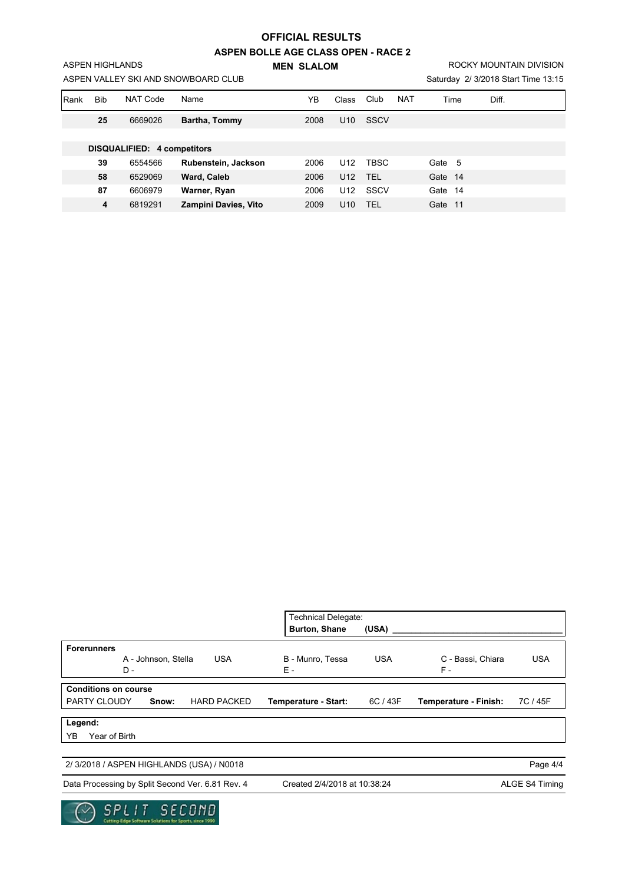# OFFICIAL RESULTS

## ASPEN BOLLE AGE CLASS OPEN - RACE 2

ASPEN HIGHLANDS

**MEN SLALOM**

ROCKY MOUNTAIN DIVISION

ASPEN VALLEY SKI AND SNOWBOARD CLUB

Saturday 2/ 3/2018 Start Time 13:15

| Rank | Bib | NAT Code | Name | YB | Class | Club | NAT | Time | Diff. |
|---|---|---|---|---|---|---|---|---|---|
| | **25** | 6669026 | **Bartha, Tommy** | 2008 | U10 | SSCV | | | |
| | **DISQUALIFIED: 4 competitors** | | | | | | | | |
| | **39** | 6554566 | **Rubenstein, Jackson** | 2006 | U12 | TBSC | | Gate 5 | |
| | **58** | 6529069 | **Ward, Caleb** | 2006 | U12 | TEL | | Gate 14 | |
| | **87** | 6606979 | **Warner, Ryan** | 2006 | U12 | SSCV | | Gate 14 | |
| | **4** | 6819291 | **Zampini Davies, Vito** | 2009 | U10 | TEL | | Gate 11 | |

Technical Delegate:
**Burton, Shane** **(USA)** ____________________

**Forerunners**

| | | | | | |
|---|---|---|---|---|---|
| A - Johnson, Stella | USA | B - Munro, Tessa | USA | C - Bassi, Chiara | USA |
| D - | | E - | | F - | |

**Conditions on course**

PARTY CLOUDY **Snow:** HARD PACKED **Temperature - Start:** 6C / 43F **Temperature - Finish:** 7C / 45F

**Legend:**

YB Year of Birth

2/ 3/2018 / ASPEN HIGHLANDS (USA) / N0018

Data Processing by Split Second Ver. 6.81 Rev. 4 Created 2/4/2018 at 10:38:24 ALGE S4 Timing